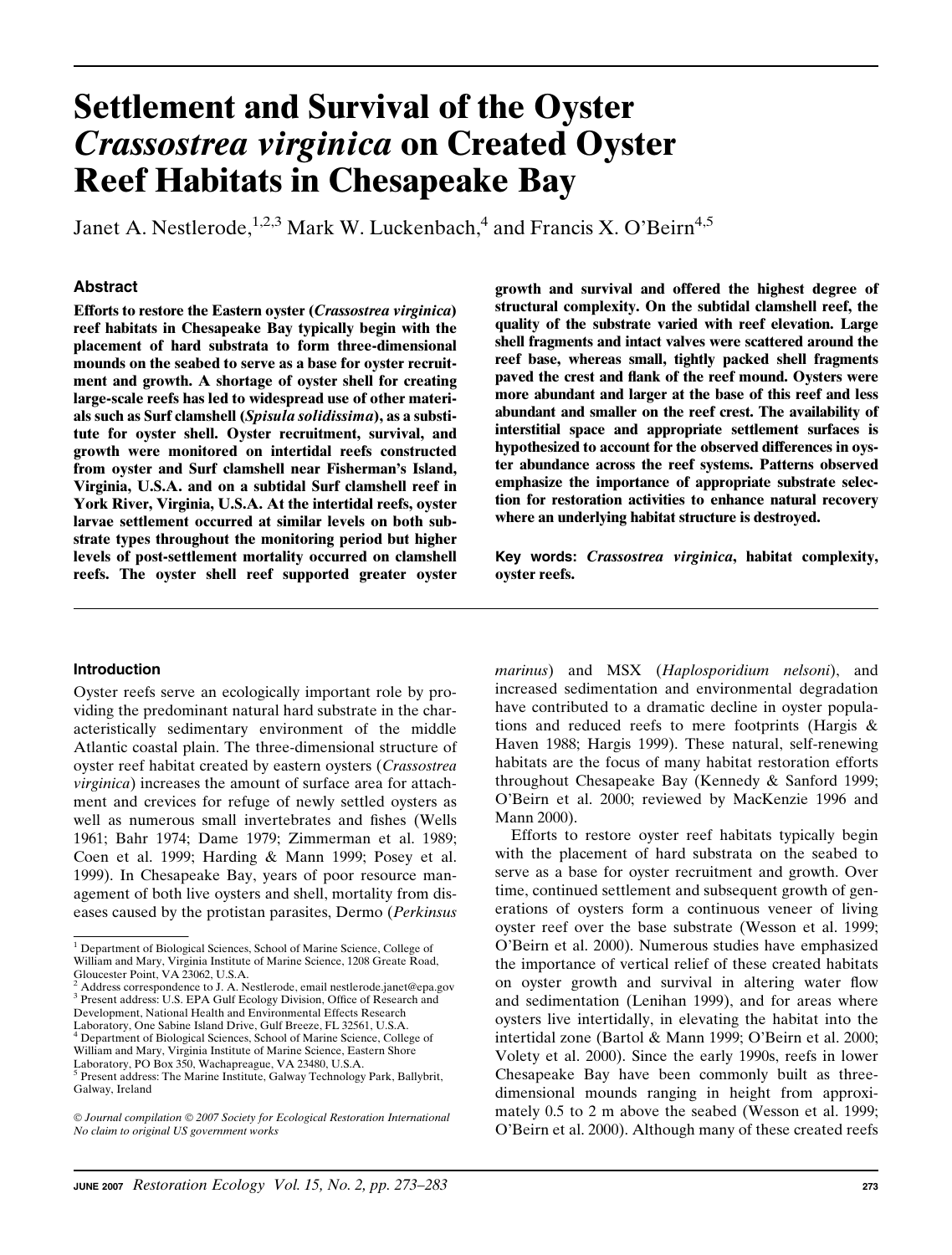# Settlement and Survival of the Oyster *Crassostrea virginica* on Created Oyster Reef Habitats in Chesapeake Bay

Janet A. Nestlerode,[1,2,3] Mark W. Luckenbach,[4] and Francis X. O'Beirn[4,5]

## Abstract

**Efforts to restore the Eastern oyster (*Crassostrea virginica*) reef habitats in Chesapeake Bay typically begin with the placement of hard substrata to form three-dimensional mounds on the seabed to serve as a base for oyster recruitment and growth. A shortage of oyster shell for creating large-scale reefs has led to widespread use of other materials such as Surf clamshell (*Spisula solidissima*), as a substitute for oyster shell. Oyster recruitment, survival, and growth were monitored on intertidal reefs constructed from oyster and Surf clamshell near Fisherman's Island, Virginia, U.S.A. and on a subtidal Surf clamshell reef in York River, Virginia, U.S.A. At the intertidal reefs, oyster larvae settlement occurred at similar levels on both substrate types throughout the monitoring period but higher levels of post-settlement mortality occurred on clamshell reefs. The oyster shell reef supported greater oyster growth and survival and offered the highest degree of structural complexity. On the subtidal clamshell reef, the quality of the substrate varied with reef elevation. Large shell fragments and intact valves were scattered around the reef base, whereas small, tightly packed shell fragments paved the crest and flank of the reef mound. Oysters were more abundant and larger at the base of this reef and less abundant and smaller on the reef crest. The availability of interstitial space and appropriate settlement surfaces is hypothesized to account for the observed differences in oyster abundance across the reef systems. Patterns observed emphasize the importance of appropriate substrate selection for restoration activities to enhance natural recovery where an underlying habitat structure is destroyed.**

**Key words:** ***Crassostrea virginica*, habitat complexity, oyster reefs.**

## Introduction

Oyster reefs serve an ecologically important role by providing the predominant natural hard substrate in the characteristically sedimentary environment of the middle Atlantic coastal plain. The three-dimensional structure of oyster reef habitat created by eastern oysters (*Crassostrea virginica*) increases the amount of surface area for attachment and crevices for refuge of newly settled oysters as well as numerous small invertebrates and fishes (Wells 1961; Bahr 1974; Dame 1979; Zimmerman et al. 1989; Coen et al. 1999; Harding & Mann 1999; Posey et al. 1999). In Chesapeake Bay, years of poor resource management of both live oysters and shell, mortality from diseases caused by the protistan parasites, Dermo (*Perkinsus marinus*) and MSX (*Haplosporidium nelsoni*), and increased sedimentation and environmental degradation have contributed to a dramatic decline in oyster populations and reduced reefs to mere footprints (Hargis & Haven 1988; Hargis 1999). These natural, self-renewing habitats are the focus of many habitat restoration efforts throughout Chesapeake Bay (Kennedy & Sanford 1999; O'Beirn et al. 2000; reviewed by MacKenzie 1996 and Mann 2000).

Efforts to restore oyster reef habitats typically begin with the placement of hard substrata on the seabed to serve as a base for oyster recruitment and growth. Over time, continued settlement and subsequent growth of generations of oysters form a continuous veneer of living oyster reef over the base substrate (Wesson et al. 1999; O'Beirn et al. 2000). Numerous studies have emphasized the importance of vertical relief of these created habitats on oyster growth and survival in altering water flow and sedimentation (Lenihan 1999), and for areas where oysters live intertidally, in elevating the habitat into the intertidal zone (Bartol & Mann 1999; O'Beirn et al. 2000; Volety et al. 2000). Since the early 1990s, reefs in lower Chesapeake Bay have been commonly built as three-dimensional mounds ranging in height from approximately 0.5 to 2 m above the seabed (Wesson et al. 1999; O'Beirn et al. 2000). Although many of these created reefs

---

[1] Department of Biological Sciences, School of Marine Science, College of William and Mary, Virginia Institute of Marine Science, 1208 Greate Road, Gloucester Point, VA 23062, U.S.A.
[2] Address correspondence to J. A. Nestlerode, email nestlerode.janet@epa.gov
[3] Present address: U.S. EPA Gulf Ecology Division, Office of Research and Development, National Health and Environmental Effects Research Laboratory, One Sabine Island Drive, Gulf Breeze, FL 32561, U.S.A.
[4] Department of Biological Sciences, School of Marine Science, College of William and Mary, Virginia Institute of Marine Science, Eastern Shore Laboratory, PO Box 350, Wachapreague, VA 23480, U.S.A.
[5] Present address: The Marine Institute, Galway Technology Park, Ballybrit, Galway, Ireland

*© Journal compilation © 2007 Society for Ecological Restoration International*
*No claim to original US government works*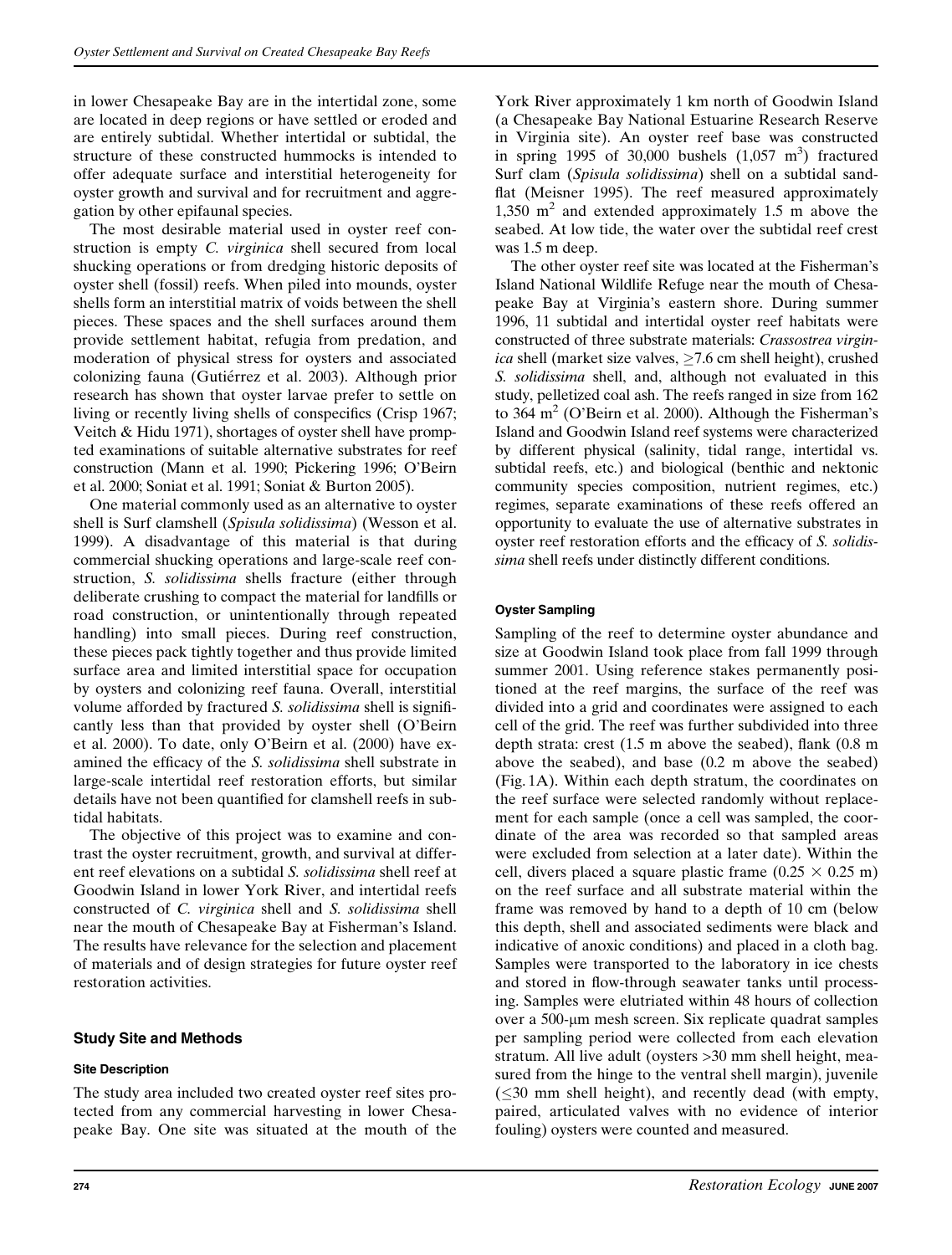in lower Chesapeake Bay are in the intertidal zone, some are located in deep regions or have settled or eroded and are entirely subtidal. Whether intertidal or subtidal, the structure of these constructed hummocks is intended to offer adequate surface and interstitial heterogeneity for oyster growth and survival and for recruitment and aggregation by other epifaunal species.

The most desirable material used in oyster reef construction is empty *C. virginica* shell secured from local shucking operations or from dredging historic deposits of oyster shell (fossil) reefs. When piled into mounds, oyster shells form an interstitial matrix of voids between the shell pieces. These spaces and the shell surfaces around them provide settlement habitat, refugia from predation, and moderation of physical stress for oysters and associated colonizing fauna (Gutiérrez et al. 2003). Although prior research has shown that oyster larvae prefer to settle on living or recently living shells of conspecifics (Crisp 1967; Veitch & Hidu 1971), shortages of oyster shell have prompted examinations of suitable alternative substrates for reef construction (Mann et al. 1990; Pickering 1996; O'Beirn et al. 2000; Soniat et al. 1991; Soniat & Burton 2005).

One material commonly used as an alternative to oyster shell is Surf clamshell (*Spisula solidissima*) (Wesson et al. 1999). A disadvantage of this material is that during commercial shucking operations and large-scale reef construction, *S. solidissima* shells fracture (either through deliberate crushing to compact the material for landfills or road construction, or unintentionally through repeated handling) into small pieces. During reef construction, these pieces pack tightly together and thus provide limited surface area and limited interstitial space for occupation by oysters and colonizing reef fauna. Overall, interstitial volume afforded by fractured *S. solidissima* shell is significantly less than that provided by oyster shell (O'Beirn et al. 2000). To date, only O'Beirn et al. (2000) have examined the efficacy of the *S. solidissima* shell substrate in large-scale intertidal reef restoration efforts, but similar details have not been quantified for clamshell reefs in subtidal habitats.

The objective of this project was to examine and contrast the oyster recruitment, growth, and survival at different reef elevations on a subtidal *S. solidissima* shell reef at Goodwin Island in lower York River, and intertidal reefs constructed of *C. virginica* shell and *S. solidissima* shell near the mouth of Chesapeake Bay at Fisherman's Island. The results have relevance for the selection and placement of materials and of design strategies for future oyster reef restoration activities.

## Study Site and Methods

### Site Description

The study area included two created oyster reef sites protected from any commercial harvesting in lower Chesapeake Bay. One site was situated at the mouth of the York River approximately 1 km north of Goodwin Island (a Chesapeake Bay National Estuarine Research Reserve in Virginia site). An oyster reef base was constructed in spring 1995 of 30,000 bushels (1,057 $m^3$) fractured Surf clam (*Spisula solidissima*) shell on a subtidal sandflat (Meisner 1995). The reef measured approximately 1,350 $m^2$ and extended approximately 1.5 m above the seabed. At low tide, the water over the subtidal reef crest was 1.5 m deep.

The other oyster reef site was located at the Fisherman's Island National Wildlife Refuge near the mouth of Chesapeake Bay at Virginia's eastern shore. During summer 1996, 11 subtidal and intertidal oyster reef habitats were constructed of three substrate materials: *Crassostrea virginica* shell (market size valves, $\geq$7.6 cm shell height), crushed *S. solidissima* shell, and, although not evaluated in this study, pelletized coal ash. The reefs ranged in size from 162 to 364 $m^2$ (O'Beirn et al. 2000). Although the Fisherman's Island and Goodwin Island reef systems were characterized by different physical (salinity, tidal range, intertidal vs. subtidal reefs, etc.) and biological (benthic and nektonic community species composition, nutrient regimes, etc.) regimes, separate examinations of these reefs offered an opportunity to evaluate the use of alternative substrates in oyster reef restoration efforts and the efficacy of *S. solidissima* shell reefs under distinctly different conditions.

### Oyster Sampling

Sampling of the reef to determine oyster abundance and size at Goodwin Island took place from fall 1999 through summer 2001. Using reference stakes permanently positioned at the reef margins, the surface of the reef was divided into a grid and coordinates were assigned to each cell of the grid. The reef was further subdivided into three depth strata: crest (1.5 m above the seabed), flank (0.8 m above the seabed), and base (0.2 m above the seabed) (Fig. 1A). Within each depth stratum, the coordinates on the reef surface were selected randomly without replacement for each sample (once a cell was sampled, the coordinate of the area was recorded so that sampled areas were excluded from selection at a later date). Within the cell, divers placed a square plastic frame ($0.25 \times 0.25$ m) on the reef surface and all substrate material within the frame was removed by hand to a depth of 10 cm (below this depth, shell and associated sediments were black and indicative of anoxic conditions) and placed in a cloth bag. Samples were transported to the laboratory in ice chests and stored in flow-through seawater tanks until processing. Samples were elutriated within 48 hours of collection over a 500-μm mesh screen. Six replicate quadrat samples per sampling period were collected from each elevation stratum. All live adult (oysters >30 mm shell height, measured from the hinge to the ventral shell margin), juvenile ($\leq$30 mm shell height), and recently dead (with empty, paired, articulated valves with no evidence of interior fouling) oysters were counted and measured.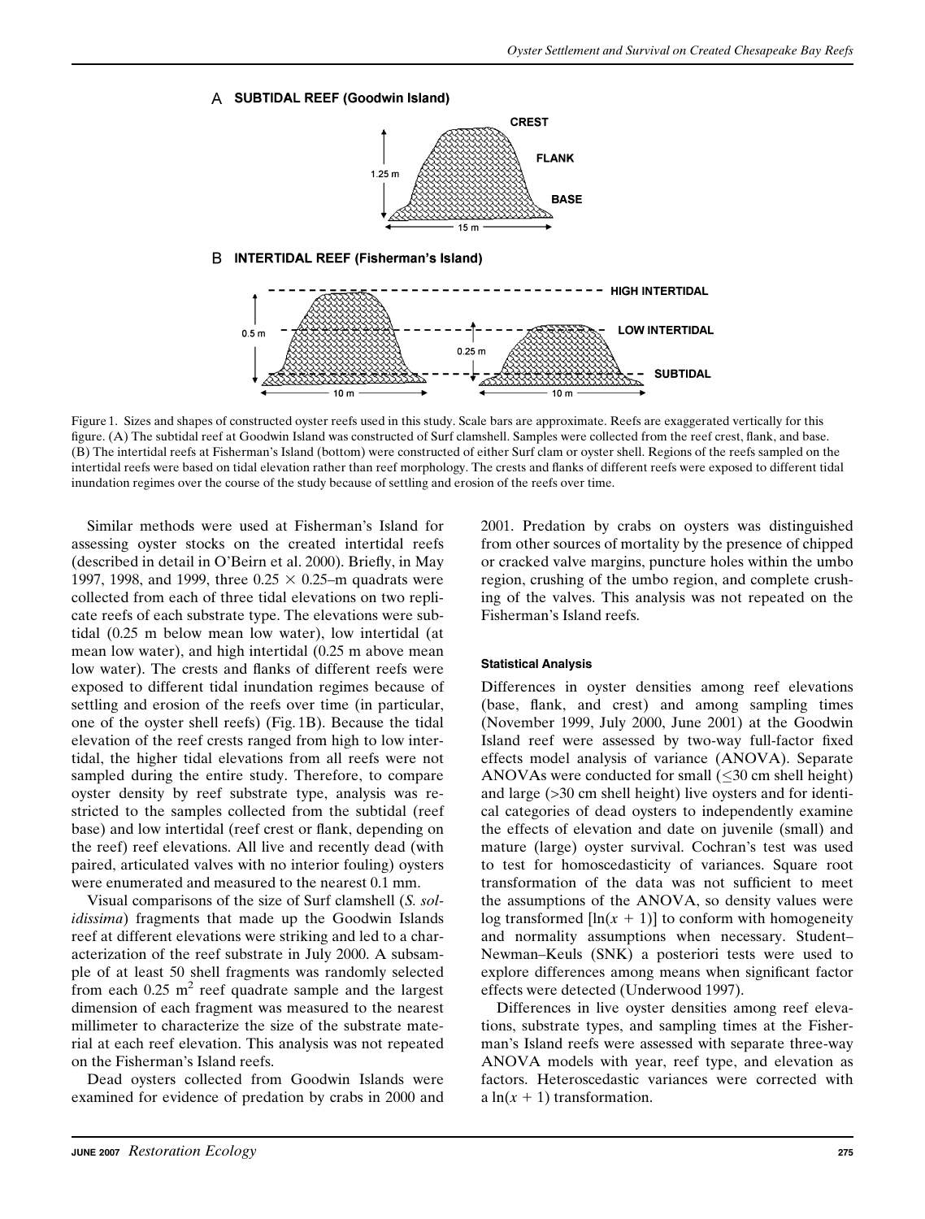Figure 1. Sizes and shapes of constructed oyster reefs used in this study. Scale bars are approximate. Reefs are exaggerated vertically for this figure. (A) The subtidal reef at Goodwin Island was constructed of Surf clamshell. Samples were collected from the reef crest, flank, and base. (B) The intertidal reefs at Fisherman's Island (bottom) were constructed of either Surf clam or oyster shell. Regions of the reefs sampled on the intertidal reefs were based on tidal elevation rather than reef morphology. The crests and flanks of different reefs were exposed to different tidal inundation regimes over the course of the study because of settling and erosion of the reefs over time.

Similar methods were used at Fisherman's Island for assessing oyster stocks on the created intertidal reefs (described in detail in O'Beirn et al. 2000). Briefly, in May 1997, 1998, and 1999, three 0.25 × 0.25–m quadrats were collected from each of three tidal elevations on two replicate reefs of each substrate type. The elevations were subtidal (0.25 m below mean low water), low intertidal (at mean low water), and high intertidal (0.25 m above mean low water). The crests and flanks of different reefs were exposed to different tidal inundation regimes because of settling and erosion of the reefs over time (in particular, one of the oyster shell reefs) (Fig. 1B). Because the tidal elevation of the reef crests ranged from high to low intertidal, the higher tidal elevations from all reefs were not sampled during the entire study. Therefore, to compare oyster density by reef substrate type, analysis was restricted to the samples collected from the subtidal (reef base) and low intertidal (reef crest or flank, depending on the reef) reef elevations. All live and recently dead (with paired, articulated valves with no interior fouling) oysters were enumerated and measured to the nearest 0.1 mm.

Visual comparisons of the size of Surf clamshell (*S. solidissima*) fragments that made up the Goodwin Islands reef at different elevations were striking and led to a characterization of the reef substrate in July 2000. A subsample of at least 50 shell fragments was randomly selected from each 0.25 $m^2$ reef quadrate sample and the largest dimension of each fragment was measured to the nearest millimeter to characterize the size of the substrate material at each reef elevation. This analysis was not repeated on the Fisherman's Island reefs.

Dead oysters collected from Goodwin Islands were examined for evidence of predation by crabs in 2000 and 2001. Predation by crabs on oysters was distinguished from other sources of mortality by the presence of chipped or cracked valve margins, puncture holes within the umbo region, crushing of the umbo region, and complete crushing of the valves. This analysis was not repeated on the Fisherman's Island reefs.

#### Statistical Analysis

Differences in oyster densities among reef elevations (base, flank, and crest) and among sampling times (November 1999, July 2000, June 2001) at the Goodwin Island reef were assessed by two-way full-factor fixed effects model analysis of variance (ANOVA). Separate ANOVAs were conducted for small ($\leq$30 cm shell height) and large (>30 cm shell height) live oysters and for identical categories of dead oysters to independently examine the effects of elevation and date on juvenile (small) and mature (large) oyster survival. Cochran's test was used to test for homoscedasticity of variances. Square root transformation of the data was not sufficient to meet the assumptions of the ANOVA, so density values were log transformed [$\ln(x + 1)$] to conform with homogeneity and normality assumptions when necessary. Student–Newman–Keuls (SNK) a posteriori tests were used to explore differences among means when significant factor effects were detected (Underwood 1997).

Differences in live oyster densities among reef elevations, substrate types, and sampling times at the Fisherman's Island reefs were assessed with separate three-way ANOVA models with year, reef type, and elevation as factors. Heteroscedastic variances were corrected with a $\ln(x + 1)$ transformation.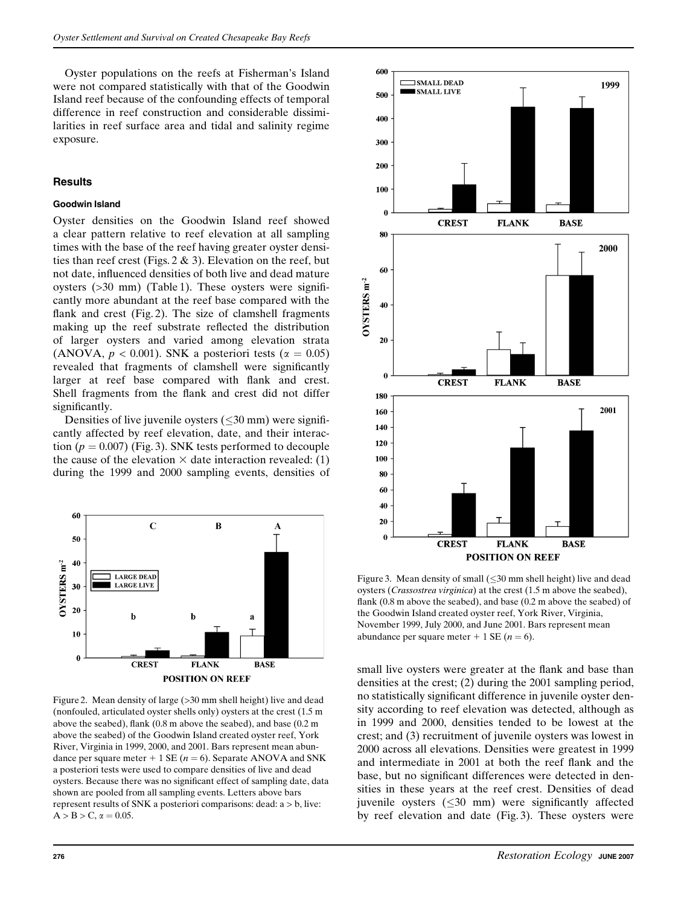Oyster populations on the reefs at Fisherman's Island were not compared statistically with that of the Goodwin Island reef because of the confounding effects of temporal difference in reef construction and considerable dissimilarities in reef surface area and tidal and salinity regime exposure.

## Results

### Goodwin Island

Oyster densities on the Goodwin Island reef showed a clear pattern relative to reef elevation at all sampling times with the base of the reef having greater oyster densities than reef crest (Figs. 2 & 3). Elevation on the reef, but not date, influenced densities of both live and dead mature oysters (>30 mm) (Table 1). These oysters were significantly more abundant at the reef base compared with the flank and crest (Fig. 2). The size of clamshell fragments making up the reef substrate reflected the distribution of larger oysters and varied among elevation strata (ANOVA, $p < 0.001$). SNK a posteriori tests ($\alpha = 0.05$) revealed that fragments of clamshell were significantly larger at reef base compared with flank and crest. Shell fragments from the flank and crest did not differ significantly.

Densities of live juvenile oysters ($\leq$30 mm) were significantly affected by reef elevation, date, and their interaction ($p = 0.007$) (Fig. 3). SNK tests performed to decouple the cause of the elevation × date interaction revealed: (1) during the 1999 and 2000 sampling events, densities of small live oysters were greater at the flank and base than densities at the crest; (2) during the 2001 sampling period, no statistically significant difference in juvenile oyster density according to reef elevation was detected, although as in 1999 and 2000, densities tended to be lowest at the crest; and (3) recruitment of juvenile oysters was lowest in 2000 across all elevations. Densities were greatest in 1999 and intermediate in 2001 at both the reef flank and the base, but no significant differences were detected in densities in these years at the reef crest. Densities of dead juvenile oysters ($\leq$30 mm) were significantly affected by reef elevation and date (Fig. 3). These oysters were

Figure 2. Mean density of large (>30 mm shell height) live and dead (nonfouled, articulated oyster shells only) oysters at the crest (1.5 m above the seabed), flank (0.8 m above the seabed), and base (0.2 m above the seabed) of the Goodwin Island created oyster reef, York River, Virginia in 1999, 2000, and 2001. Bars represent mean abundance per square meter + 1 SE ($n = 6$). Separate ANOVA and SNK a posteriori tests were used to compare densities of live and dead oysters. Because there was no significant effect of sampling date, data shown are pooled from all sampling events. Letters above bars represent results of SNK a posteriori comparisons: dead: a > b, live: A > B > C, $\alpha = 0.05$.

Figure 3. Mean density of small ($\leq$30 mm shell height) live and dead oysters (*Crassostrea virginica*) at the crest (1.5 m above the seabed), flank (0.8 m above the seabed), and base (0.2 m above the seabed) of the Goodwin Island created oyster reef, York River, Virginia, November 1999, July 2000, and June 2001. Bars represent mean abundance per square meter + 1 SE ($n = 6$).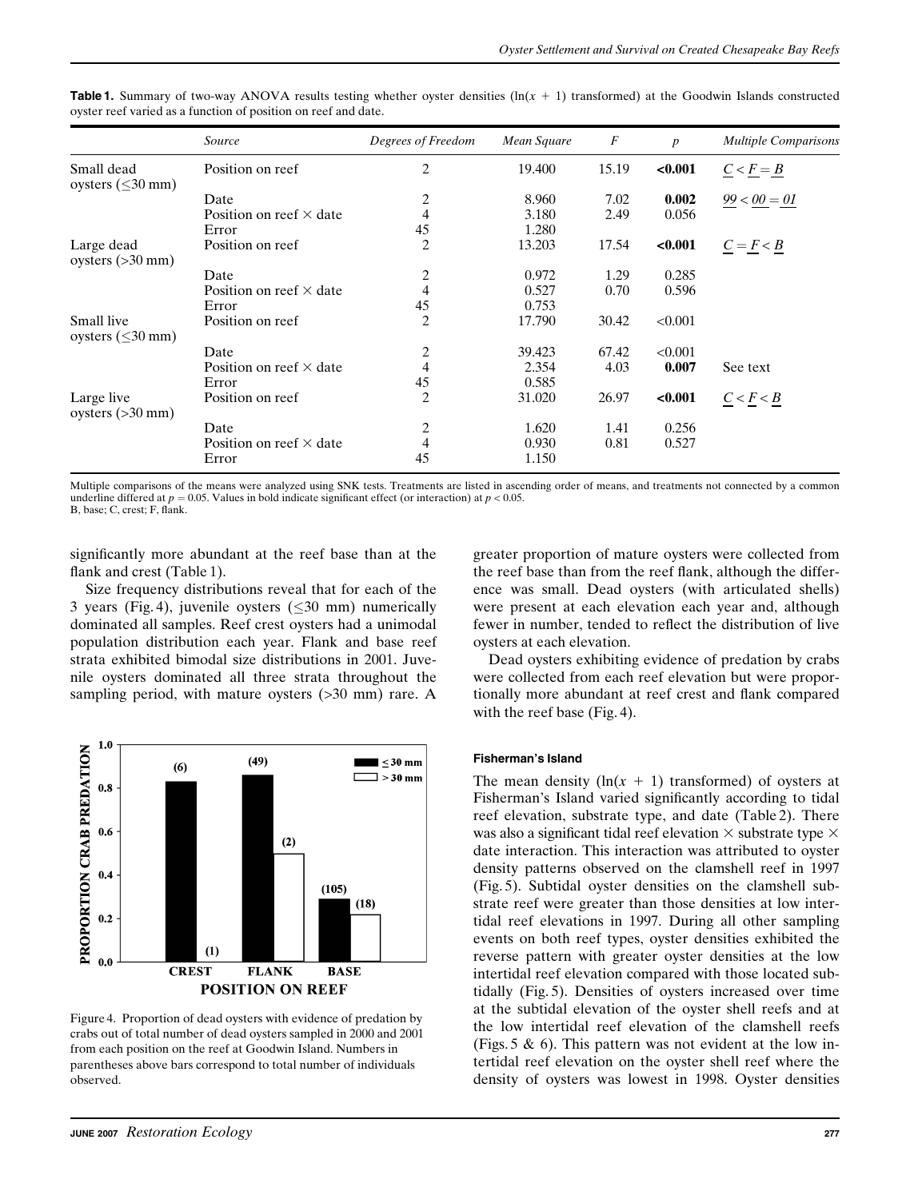**Table 1.** Summary of two-way ANOVA results testing whether oyster densities ($\ln(x + 1)$ transformed) at the Goodwin Islands constructed oyster reef varied as a function of position on reef and date.

| | *Source* | *Degrees of Freedom* | *Mean Square* | *F* | *p* | *Multiple Comparisons* |
|---|---|---|---|---|---|---|
| Small dead oysters (≤30 mm) | Position on reef | 2 | 19.400 | 15.19 | **<0.001** | C < F = B |
| | Date | 2 | 8.960 | 7.02 | **0.002** | *99 < 00 = 01* |
| | Position on reef × date | 4 | 3.180 | 2.49 | 0.056 | |
| | Error | 45 | 1.280 | | | |
| Large dead oysters (>30 mm) | Position on reef | 2 | 13.203 | 17.54 | **<0.001** | C = F < B |
| | Date | 2 | 0.972 | 1.29 | 0.285 | |
| | Position on reef × date | 4 | 0.527 | 0.70 | 0.596 | |
| | Error | 45 | 0.753 | | | |
| Small live oysters (≤30 mm) | Position on reef | 2 | 17.790 | 30.42 | <0.001 | |
| | Date | 2 | 39.423 | 67.42 | <0.001 | |
| | Position on reef × date | 4 | 2.354 | 4.03 | **0.007** | See text |
| | Error | 45 | 0.585 | | | |
| Large live oysters (>30 mm) | Position on reef | 2 | 31.020 | 26.97 | **<0.001** | C < F < B |
| | Date | 2 | 1.620 | 1.41 | 0.256 | |
| | Position on reef × date | 4 | 0.930 | 0.81 | 0.527 | |
| | Error | 45 | 1.150 | | | |

Multiple comparisons of the means were analyzed using SNK tests. Treatments are listed in ascending order of means, and treatments not connected by a common underline differed at $p = 0.05$. Values in bold indicate significant effect (or interaction) at $p < 0.05$.
B, base; C, crest; F, flank.

significantly more abundant at the reef base than at the flank and crest (Table 1).

Size frequency distributions reveal that for each of the 3 years (Fig. 4), juvenile oysters (≤30 mm) numerically dominated all samples. Reef crest oysters had a unimodal population distribution each year. Flank and base reef strata exhibited bimodal size distributions in 2001. Juvenile oysters dominated all three strata throughout the sampling period, with mature oysters (>30 mm) rare. A greater proportion of mature oysters were collected from the reef base than from the reef flank, although the difference was small. Dead oysters (with articulated shells) were present at each elevation each year and, although fewer in number, tended to reflect the distribution of live oysters at each elevation.

Dead oysters exhibiting evidence of predation by crabs were collected from each reef elevation but were proportionally more abundant at reef crest and flank compared with the reef base (Fig. 4).

Figure 4. Proportion of dead oysters with evidence of predation by crabs out of total number of dead oysters sampled in 2000 and 2001 from each position on the reef at Goodwin Island. Numbers in parentheses above bars correspond to total number of individuals observed.

#### Fisherman's Island

The mean density ($\ln(x + 1)$ transformed) of oysters at Fisherman's Island varied significantly according to tidal reef elevation, substrate type, and date (Table 2). There was also a significant tidal reef elevation × substrate type × date interaction. This interaction was attributed to oyster density patterns observed on the clamshell reef in 1997 (Fig. 5). Subtidal oyster densities on the clamshell substrate reef were greater than those densities at low intertidal reef elevations in 1997. During all other sampling events on both reef types, oyster densities exhibited the reverse pattern with greater oyster densities at the low intertidal reef elevation compared with those located subtidally (Fig. 5). Densities of oysters increased over time at the subtidal elevation of the oyster shell reefs and at the low intertidal reef elevation of the clamshell reefs (Figs. 5 & 6). This pattern was not evident at the low intertidal reef elevation on the oyster shell reef where the density of oysters was lowest in 1998. Oyster densities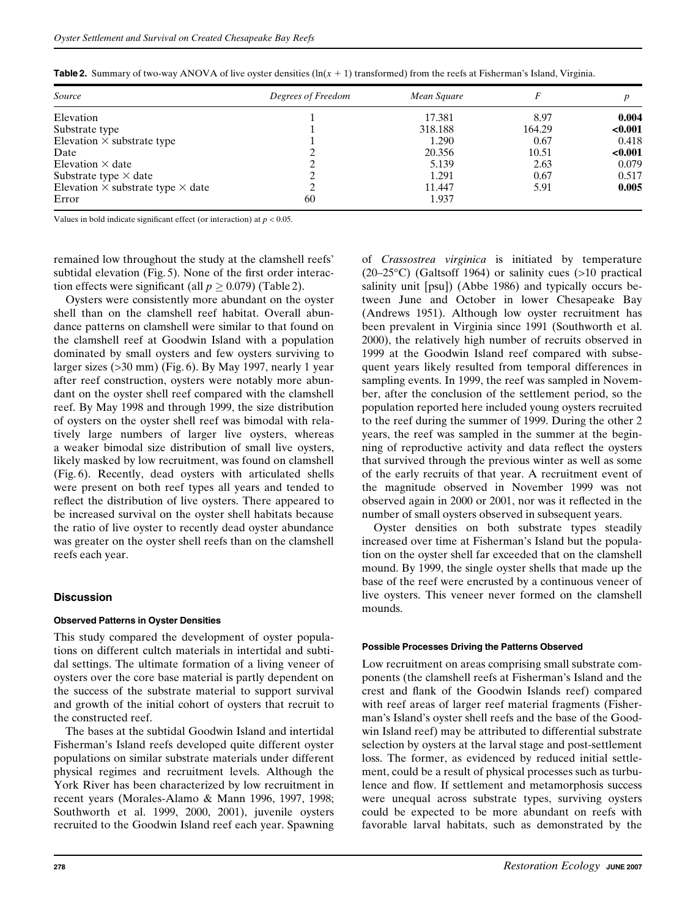**Table 2.** Summary of two-way ANOVA of live oyster densities ($\ln(x + 1)$ transformed) from the reefs at Fisherman's Island, Virginia.

| *Source* | *Degrees of Freedom* | *Mean Square* | *F* | *p* |
|---|---|---|---|---|
| Elevation | 1 | 17.381 | 8.97 | **0.004** |
| Substrate type | 1 | 318.188 | 164.29 | **<0.001** |
| Elevation × substrate type | 1 | 1.290 | 0.67 | 0.418 |
| Date | 2 | 20.356 | 10.51 | **<0.001** |
| Elevation × date | 2 | 5.139 | 2.63 | 0.079 |
| Substrate type × date | 2 | 1.291 | 0.67 | 0.517 |
| Elevation × substrate type × date | 2 | 11.447 | 5.91 | **0.005** |
| Error | 60 | 1.937 | | |

Values in bold indicate significant effect (or interaction) at $p < 0.05$.

remained low throughout the study at the clamshell reefs' subtidal elevation (Fig. 5). None of the first order interaction effects were significant (all $p \geq 0.079$) (Table 2).

Oysters were consistently more abundant on the oyster shell than on the clamshell reef habitat. Overall abundance patterns on clamshell were similar to that found on the clamshell reef at Goodwin Island with a population dominated by small oysters and few oysters surviving to larger sizes (>30 mm) (Fig. 6). By May 1997, nearly 1 year after reef construction, oysters were notably more abundant on the oyster shell reef compared with the clamshell reef. By May 1998 and through 1999, the size distribution of oysters on the oyster shell reef was bimodal with relatively large numbers of larger live oysters, whereas a weaker bimodal size distribution of small live oysters, likely masked by low recruitment, was found on clamshell (Fig. 6). Recently, dead oysters with articulated shells were present on both reef types all years and tended to reflect the distribution of live oysters. There appeared to be increased survival on the oyster shell habitats because the ratio of live oyster to recently dead oyster abundance was greater on the oyster shell reefs than on the clamshell reefs each year.

## Discussion

### Observed Patterns in Oyster Densities

This study compared the development of oyster populations on different cultch materials in intertidal and subtidal settings. The ultimate formation of a living veneer of oysters over the core base material is partly dependent on the success of the substrate material to support survival and growth of the initial cohort of oysters that recruit to the constructed reef.

The bases at the subtidal Goodwin Island and intertidal Fisherman's Island reefs developed quite different oyster populations on similar substrate materials under different physical regimes and recruitment levels. Although the York River has been characterized by low recruitment in recent years (Morales-Alamo & Mann 1996, 1997, 1998; Southworth et al. 1999, 2000, 2001), juvenile oysters recruited to the Goodwin Island reef each year. Spawning of *Crassostrea virginica* is initiated by temperature (20–25°C) (Galtsoff 1964) or salinity cues (>10 practical salinity unit [psu]) (Abbe 1986) and typically occurs between June and October in lower Chesapeake Bay (Andrews 1951). Although low oyster recruitment has been prevalent in Virginia since 1991 (Southworth et al. 2000), the relatively high number of recruits observed in 1999 at the Goodwin Island reef compared with subsequent years likely resulted from temporal differences in sampling events. In 1999, the reef was sampled in November, after the conclusion of the settlement period, so the population reported here included young oysters recruited to the reef during the summer of 1999. During the other 2 years, the reef was sampled in the summer at the beginning of reproductive activity and data reflect the oysters that survived through the previous winter as well as some of the early recruits of that year. A recruitment event of the magnitude observed in November 1999 was not observed again in 2000 or 2001, nor was it reflected in the number of small oysters observed in subsequent years.

Oyster densities on both substrate types steadily increased over time at Fisherman's Island but the population on the oyster shell far exceeded that on the clamshell mound. By 1999, the single oyster shells that made up the base of the reef were encrusted by a continuous veneer of live oysters. This veneer never formed on the clamshell mounds.

### Possible Processes Driving the Patterns Observed

Low recruitment on areas comprising small substrate components (the clamshell reefs at Fisherman's Island and the crest and flank of the Goodwin Islands reef) compared with reef areas of larger reef material fragments (Fisherman's Island's oyster shell reefs and the base of the Goodwin Island reef) may be attributed to differential substrate selection by oysters at the larval stage and post-settlement loss. The former, as evidenced by reduced initial settlement, could be a result of physical processes such as turbulence and flow. If settlement and metamorphosis success were unequal across substrate types, surviving oysters could be expected to be more abundant on reefs with favorable larval habitats, such as demonstrated by the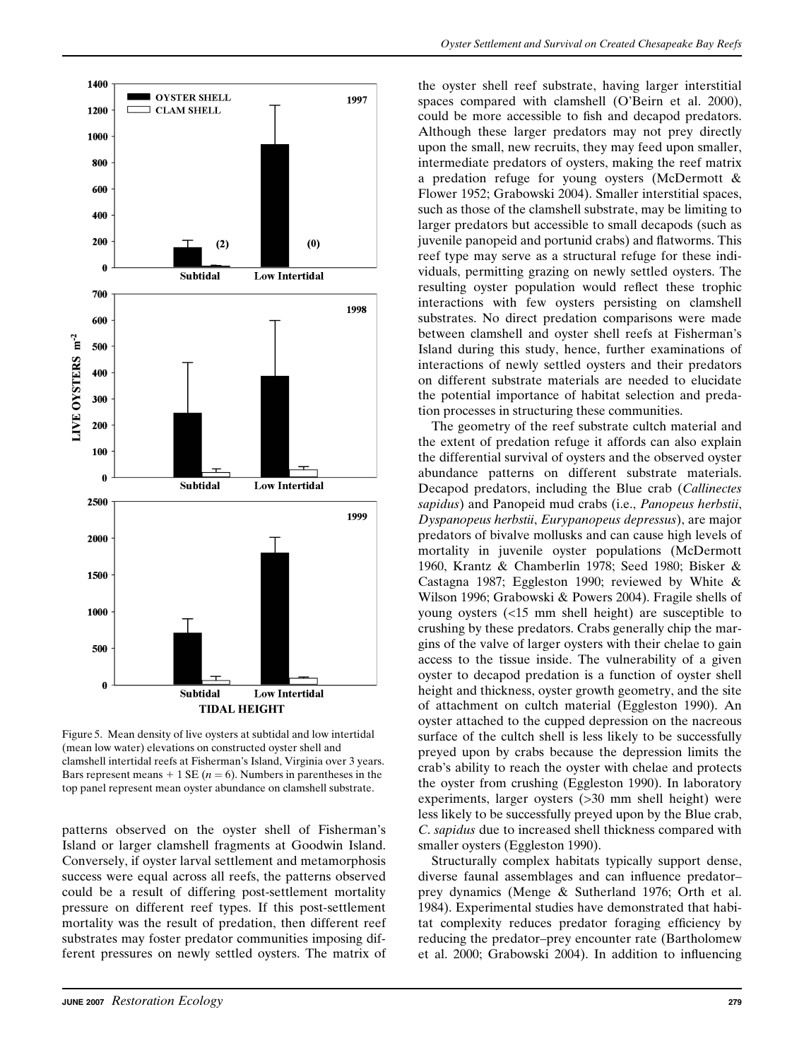OYSTER SHELL
CLAM SHELL
1997
1400
1200
1000
800
600
400
200
0
(2)
(0)
Subtidal
Low Intertidal

1998
700
600
500
400
300
200
100
0
Subtidal
Low Intertidal

1999
2500
2000
1500
1000
500
0
Subtidal
Low Intertidal

LIVE OYSTERS $m^{-2}$
TIDAL HEIGHT

Figure 5. Mean density of live oysters at subtidal and low intertidal (mean low water) elevations on constructed oyster shell and clamshell intertidal reefs at Fisherman's Island, Virginia over 3 years. Bars represent means + 1 SE ($n = 6$). Numbers in parentheses in the top panel represent mean oyster abundance on clamshell substrate.

patterns observed on the oyster shell of Fisherman's Island or larger clamshell fragments at Goodwin Island. Conversely, if oyster larval settlement and metamorphosis success were equal across all reefs, the patterns observed could be a result of differing post-settlement mortality pressure on different reef types. If this post-settlement mortality was the result of predation, then different reef substrates may foster predator communities imposing different pressures on newly settled oysters. The matrix of the oyster shell reef substrate, having larger interstitial spaces compared with clamshell (O'Beirn et al. 2000), could be more accessible to fish and decapod predators. Although these larger predators may not prey directly upon the small, new recruits, they may feed upon smaller, intermediate predators of oysters, making the reef matrix a predation refuge for young oysters (McDermott & Flower 1952; Grabowski 2004). Smaller interstitial spaces, such as those of the clamshell substrate, may be limiting to larger predators but accessible to small decapods (such as juvenile panopeid and portunid crabs) and flatworms. This reef type may serve as a structural refuge for these individuals, permitting grazing on newly settled oysters. The resulting oyster population would reflect these trophic interactions with few oysters persisting on clamshell substrates. No direct predation comparisons were made between clamshell and oyster shell reefs at Fisherman's Island during this study, hence, further examinations of interactions of newly settled oysters and their predators on different substrate materials are needed to elucidate the potential importance of habitat selection and predation processes in structuring these communities.

The geometry of the reef substrate cultch material and the extent of predation refuge it affords can also explain the differential survival of oysters and the observed oyster abundance patterns on different substrate materials. Decapod predators, including the Blue crab (*Callinectes sapidus*) and Panopeid mud crabs (i.e., *Panopeus herbstii*, *Dyspanopeus herbstii*, *Eurypanopeus depressus*), are major predators of bivalve mollusks and can cause high levels of mortality in juvenile oyster populations (McDermott 1960, Krantz & Chamberlin 1978; Seed 1980; Bisker & Castagna 1987; Eggleston 1990; reviewed by White & Wilson 1996; Grabowski & Powers 2004). Fragile shells of young oysters (<15 mm shell height) are susceptible to crushing by these predators. Crabs generally chip the margins of the valve of larger oysters with their chelae to gain access to the tissue inside. The vulnerability of a given oyster to decapod predation is a function of oyster shell height and thickness, oyster growth geometry, and the site of attachment on cultch material (Eggleston 1990). An oyster attached to the cupped depression on the nacreous surface of the cultch shell is less likely to be successfully preyed upon by crabs because the depression limits the crab's ability to reach the oyster with chelae and protects the oyster from crushing (Eggleston 1990). In laboratory experiments, larger oysters (>30 mm shell height) were less likely to be successfully preyed upon by the Blue crab, *C. sapidus* due to increased shell thickness compared with smaller oysters (Eggleston 1990).

Structurally complex habitats typically support dense, diverse faunal assemblages and can influence predator–prey dynamics (Menge & Sutherland 1976; Orth et al. 1984). Experimental studies have demonstrated that habitat complexity reduces predator foraging efficiency by reducing the predator–prey encounter rate (Bartholomew et al. 2000; Grabowski 2004). In addition to influencing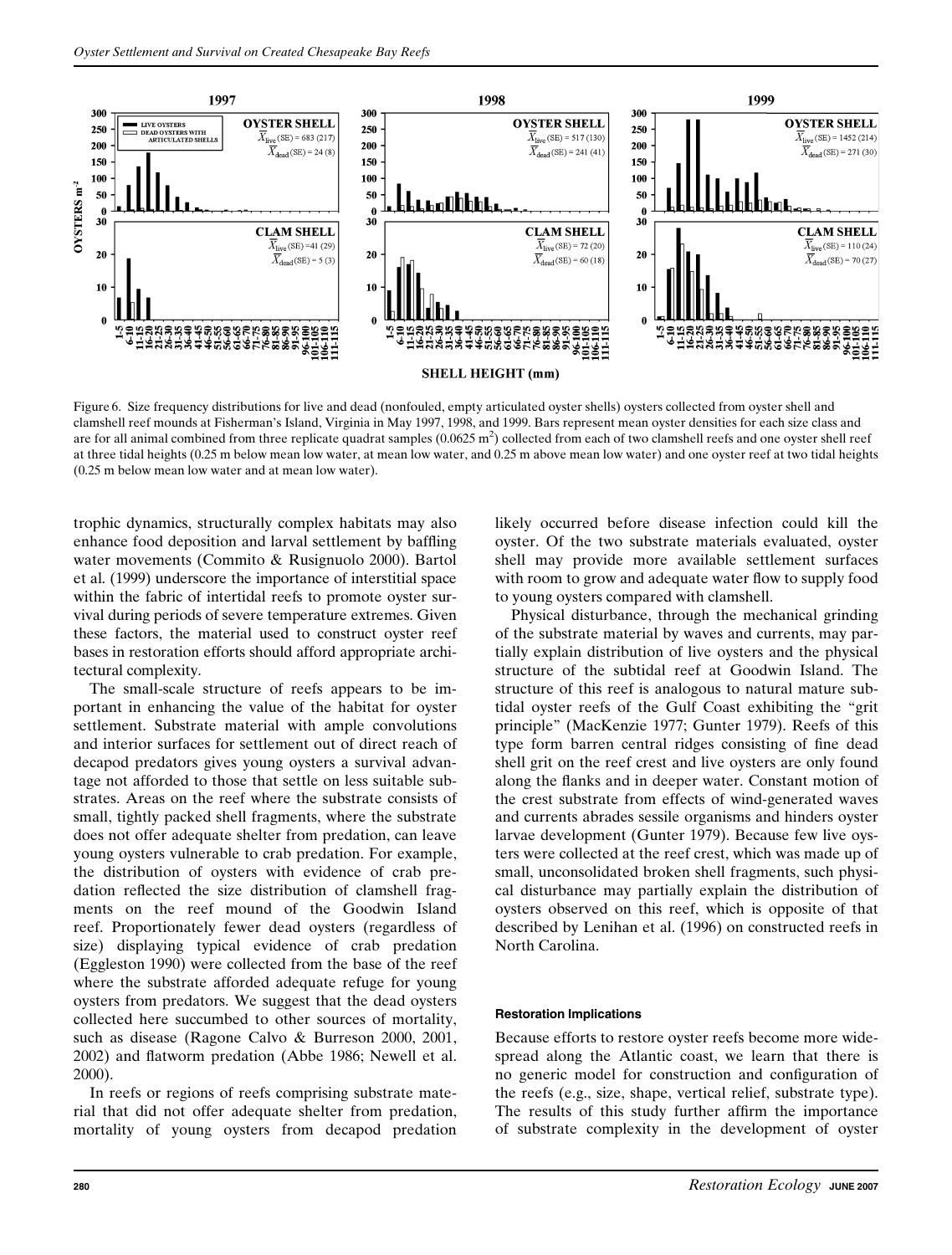1997

1998

1999

OYSTERS m⁻²

OYSTER SHELL

LIVE OYSTERS

DEAD OYSTERS WITH ARTICULATED SHELLS

$\bar{X}_{live}$ (SE) = 683 (217)

$\bar{X}_{dead}$ (SE) = 24 (8)

$\bar{X}_{live}$ (SE) = 517 (130)

$\bar{X}_{dead}$ (SE) = 241 (41)

$\bar{X}_{live}$ (SE) = 1452 (214)

$\bar{X}_{dead}$ (SE) = 271 (30)

CLAM SHELL

$\bar{X}_{live}$ (SE) = 41 (29)

$\bar{X}_{dead}$ (SE) = 5 (3)

$\bar{X}_{live}$ (SE) = 72 (20)

$\bar{X}_{dead}$ (SE) = 60 (18)

$\bar{X}_{live}$ (SE) = 110 (24)

$\bar{X}_{dead}$ (SE) = 70 (27)

SHELL HEIGHT (mm)

Figure 6. Size frequency distributions for live and dead (nonfouled, empty articulated oyster shells) oysters collected from oyster shell and clamshell reef mounds at Fisherman's Island, Virginia in May 1997, 1998, and 1999. Bars represent mean oyster densities for each size class and are for all animal combined from three replicate quadrat samples (0.0625 m$^2$) collected from each of two clamshell reefs and one oyster shell reef at three tidal heights (0.25 m below mean low water, at mean low water, and 0.25 m above mean low water) and one oyster reef at two tidal heights (0.25 m below mean low water and at mean low water).

trophic dynamics, structurally complex habitats may also enhance food deposition and larval settlement by baffling water movements (Commito & Rusignuolo 2000). Bartol et al. (1999) underscore the importance of interstitial space within the fabric of intertidal reefs to promote oyster survival during periods of severe temperature extremes. Given these factors, the material used to construct oyster reef bases in restoration efforts should afford appropriate architectural complexity.

The small-scale structure of reefs appears to be important in enhancing the value of the habitat for oyster settlement. Substrate material with ample convolutions and interior surfaces for settlement out of direct reach of decapod predators gives young oysters a survival advantage not afforded to those that settle on less suitable substrates. Areas on the reef where the substrate consists of small, tightly packed shell fragments, where the substrate does not offer adequate shelter from predation, can leave young oysters vulnerable to crab predation. For example, the distribution of oysters with evidence of crab predation reflected the size distribution of clamshell fragments on the reef mound of the Goodwin Island reef. Proportionately fewer dead oysters (regardless of size) displaying typical evidence of crab predation (Eggleston 1990) were collected from the base of the reef where the substrate afforded adequate refuge for young oysters from predators. We suggest that the dead oysters collected here succumbed to other sources of mortality, such as disease (Ragone Calvo & Burreson 2000, 2001, 2002) and flatworm predation (Abbe 1986; Newell et al. 2000).

In reefs or regions of reefs comprising substrate material that did not offer adequate shelter from predation, mortality of young oysters from decapod predation likely occurred before disease infection could kill the oyster. Of the two substrate materials evaluated, oyster shell may provide more available settlement surfaces with room to grow and adequate water flow to supply food to young oysters compared with clamshell.

Physical disturbance, through the mechanical grinding of the substrate material by waves and currents, may partially explain distribution of live oysters and the physical structure of the subtidal reef at Goodwin Island. The structure of this reef is analogous to natural mature subtidal oyster reefs of the Gulf Coast exhibiting the "grit principle" (MacKenzie 1977; Gunter 1979). Reefs of this type form barren central ridges consisting of fine dead shell grit on the reef crest and live oysters are only found along the flanks and in deeper water. Constant motion of the crest substrate from effects of wind-generated waves and currents abrades sessile organisms and hinders oyster larvae development (Gunter 1979). Because few live oysters were collected at the reef crest, which was made up of small, unconsolidated broken shell fragments, such physical disturbance may partially explain the distribution of oysters observed on this reef, which is opposite of that described by Lenihan et al. (1996) on constructed reefs in North Carolina.

#### Restoration Implications

Because efforts to restore oyster reefs become more widespread along the Atlantic coast, we learn that there is no generic model for construction and configuration of the reefs (e.g., size, shape, vertical relief, substrate type). The results of this study further affirm the importance of substrate complexity in the development of oyster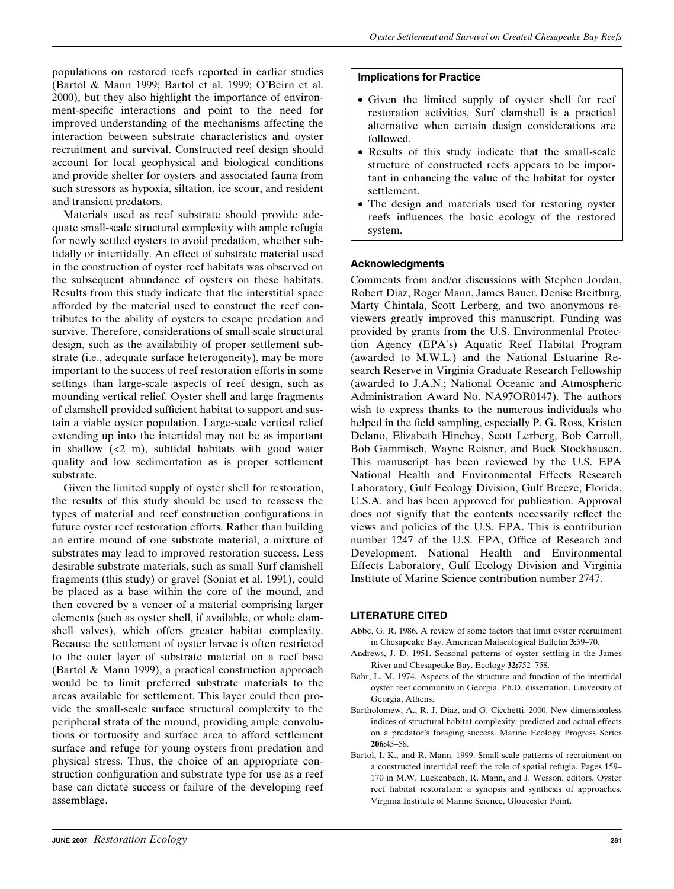populations on restored reefs reported in earlier studies (Bartol & Mann 1999; Bartol et al. 1999; O'Beirn et al. 2000), but they also highlight the importance of environment-specific interactions and point to the need for improved understanding of the mechanisms affecting the interaction between substrate characteristics and oyster recruitment and survival. Constructed reef design should account for local geophysical and biological conditions and provide shelter for oysters and associated fauna from such stressors as hypoxia, siltation, ice scour, and resident and transient predators.

Materials used as reef substrate should provide adequate small-scale structural complexity with ample refugia for newly settled oysters to avoid predation, whether subtidally or intertidally. An effect of substrate material used in the construction of oyster reef habitats was observed on the subsequent abundance of oysters on these habitats. Results from this study indicate that the interstitial space afforded by the material used to construct the reef contributes to the ability of oysters to escape predation and survive. Therefore, considerations of small-scale structural design, such as the availability of proper settlement substrate (i.e., adequate surface heterogeneity), may be more important to the success of reef restoration efforts in some settings than large-scale aspects of reef design, such as mounding vertical relief. Oyster shell and large fragments of clamshell provided sufficient habitat to support and sustain a viable oyster population. Large-scale vertical relief extending up into the intertidal may not be as important in shallow (<2 m), subtidal habitats with good water quality and low sedimentation as is proper settlement substrate.

Given the limited supply of oyster shell for restoration, the results of this study should be used to reassess the types of material and reef construction configurations in future oyster reef restoration efforts. Rather than building an entire mound of one substrate material, a mixture of substrates may lead to improved restoration success. Less desirable substrate materials, such as small Surf clamshell fragments (this study) or gravel (Soniat et al. 1991), could be placed as a base within the core of the mound, and then covered by a veneer of a material comprising larger elements (such as oyster shell, if available, or whole clamshell valves), which offers greater habitat complexity. Because the settlement of oyster larvae is often restricted to the outer layer of substrate material on a reef base (Bartol & Mann 1999), a practical construction approach would be to limit preferred substrate materials to the areas available for settlement. This layer could then provide the small-scale surface structural complexity to the peripheral strata of the mound, providing ample convolutions or tortuosity and surface area to afford settlement surface and refuge for young oysters from predation and physical stress. Thus, the choice of an appropriate construction configuration and substrate type for use as a reef base can dictate success or failure of the developing reef assemblage.

### Implications for Practice

- Given the limited supply of oyster shell for reef restoration activities, Surf clamshell is a practical alternative when certain design considerations are followed.
- Results of this study indicate that the small-scale structure of constructed reefs appears to be important in enhancing the value of the habitat for oyster settlement.
- The design and materials used for restoring oyster reefs influences the basic ecology of the restored system.

## Acknowledgments

Comments from and/or discussions with Stephen Jordan, Robert Diaz, Roger Mann, James Bauer, Denise Breitburg, Marty Chintala, Scott Lerberg, and two anonymous reviewers greatly improved this manuscript. Funding was provided by grants from the U.S. Environmental Protection Agency (EPA's) Aquatic Reef Habitat Program (awarded to M.W.L.) and the National Estuarine Research Reserve in Virginia Graduate Research Fellowship (awarded to J.A.N.; National Oceanic and Atmospheric Administration Award No. NA97OR0147). The authors wish to express thanks to the numerous individuals who helped in the field sampling, especially P. G. Ross, Kristen Delano, Elizabeth Hinchey, Scott Lerberg, Bob Carroll, Bob Gammisch, Wayne Reisner, and Buck Stockhausen. This manuscript has been reviewed by the U.S. EPA National Health and Environmental Effects Research Laboratory, Gulf Ecology Division, Gulf Breeze, Florida, U.S.A. and has been approved for publication. Approval does not signify that the contents necessarily reflect the views and policies of the U.S. EPA. This is contribution number 1247 of the U.S. EPA, Office of Research and Development, National Health and Environmental Effects Laboratory, Gulf Ecology Division and Virginia Institute of Marine Science contribution number 2747.

## LITERATURE CITED

Abbe, G. R. 1986. A review of some factors that limit oyster recruitment in Chesapeake Bay. American Malacological Bulletin **3:**59–70.

Andrews, J. D. 1951. Seasonal patterns of oyster settling in the James River and Chesapeake Bay. Ecology **32:**752–758.

Bahr, L. M. 1974. Aspects of the structure and function of the intertidal oyster reef community in Georgia. Ph.D. dissertation. University of Georgia, Athens.

Bartholomew, A., R. J. Diaz, and G. Cicchetti. 2000. New dimensionless indices of structural habitat complexity: predicted and actual effects on a predator's foraging success. Marine Ecology Progress Series **206:**45–58.

Bartol, I. K., and R. Mann. 1999. Small-scale patterns of recruitment on a constructed intertidal reef: the role of spatial refugia. Pages 159–170 in M.W. Luckenbach, R. Mann, and J. Wesson, editors. Oyster reef habitat restoration: a synopsis and synthesis of approaches. Virginia Institute of Marine Science, Gloucester Point.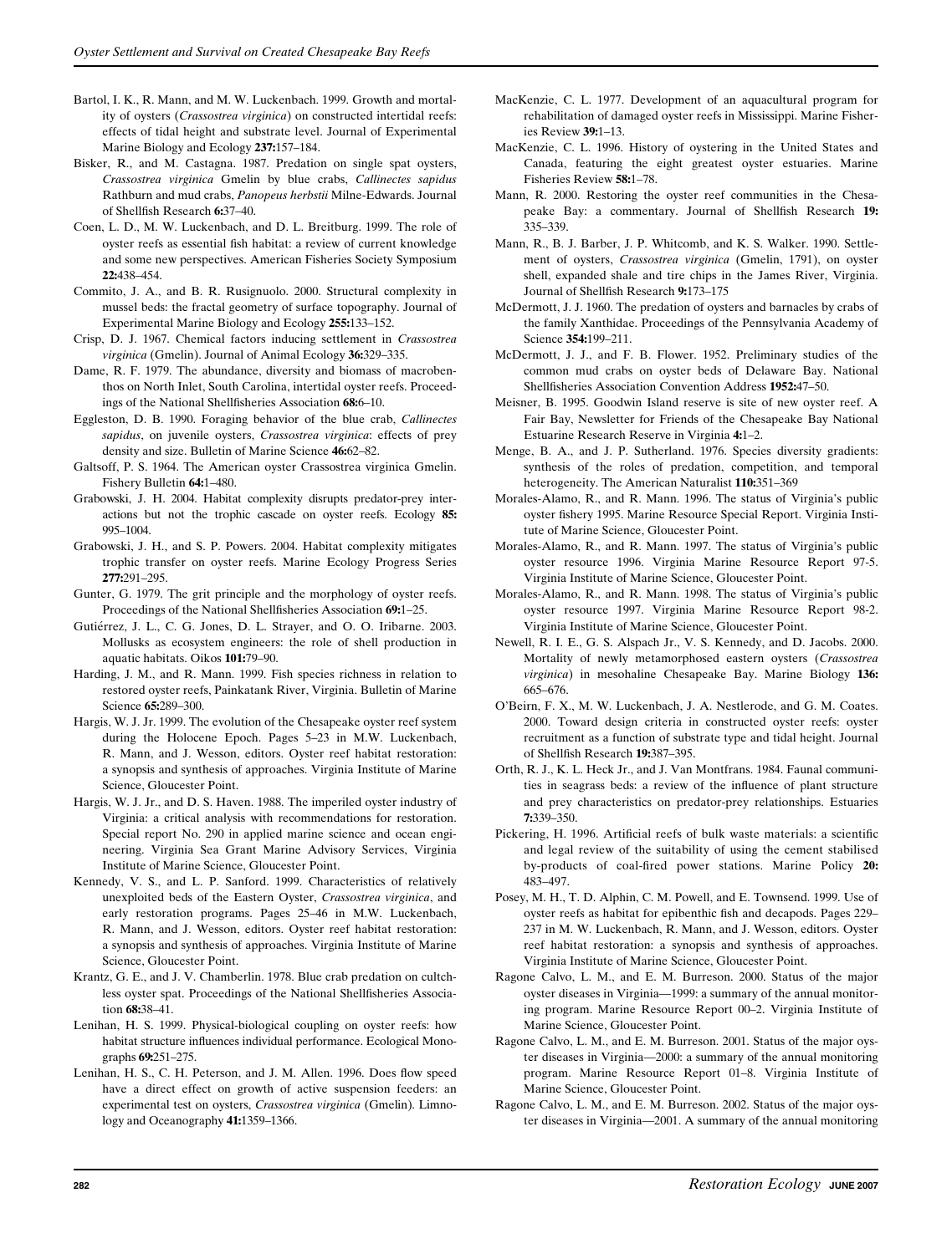Bartol, I. K., R. Mann, and M. W. Luckenbach. 1999. Growth and mortality of oysters (*Crassostrea virginica*) on constructed intertidal reefs: effects of tidal height and substrate level. Journal of Experimental Marine Biology and Ecology **237:**157–184.

Bisker, R., and M. Castagna. 1987. Predation on single spat oysters, *Crassostrea virginica* Gmelin by blue crabs, *Callinectes sapidus* Rathburn and mud crabs, *Panopeus herbstii* Milne-Edwards. Journal of Shellfish Research **6:**37–40.

Coen, L. D., M. W. Luckenbach, and D. L. Breitburg. 1999. The role of oyster reefs as essential fish habitat: a review of current knowledge and some new perspectives. American Fisheries Society Symposium **22:**438–454.

Commito, J. A., and B. R. Rusignuolo. 2000. Structural complexity in mussel beds: the fractal geometry of surface topography. Journal of Experimental Marine Biology and Ecology **255:**133–152.

Crisp, D. J. 1967. Chemical factors inducing settlement in *Crassostrea virginica* (Gmelin). Journal of Animal Ecology **36:**329–335.

Dame, R. F. 1979. The abundance, diversity and biomass of macrobenthos on North Inlet, South Carolina, intertidal oyster reefs. Proceedings of the National Shellfisheries Association **68:**6–10.

Eggleston, D. B. 1990. Foraging behavior of the blue crab, *Callinectes sapidus*, on juvenile oysters, *Crassostrea virginica*: effects of prey density and size. Bulletin of Marine Science **46:**62–82.

Galtsoff, P. S. 1964. The American oyster Crassostrea virginica Gmelin. Fishery Bulletin **64:**1–480.

Grabowski, J. H. 2004. Habitat complexity disrupts predator-prey interactions but not the trophic cascade on oyster reefs. Ecology **85:** 995–1004.

Grabowski, J. H., and S. P. Powers. 2004. Habitat complexity mitigates trophic transfer on oyster reefs. Marine Ecology Progress Series **277:**291–295.

Gunter, G. 1979. The grit principle and the morphology of oyster reefs. Proceedings of the National Shellfisheries Association **69:**1–25.

Gutiérrez, J. L., C. G. Jones, D. L. Strayer, and O. O. Iribarne. 2003. Mollusks as ecosystem engineers: the role of shell production in aquatic habitats. Oikos **101:**79–90.

Harding, J. M., and R. Mann. 1999. Fish species richness in relation to restored oyster reefs, Painkatank River, Virginia. Bulletin of Marine Science **65:**289–300.

Hargis, W. J. Jr. 1999. The evolution of the Chesapeake oyster reef system during the Holocene Epoch. Pages 5–23 in M.W. Luckenbach, R. Mann, and J. Wesson, editors. Oyster reef habitat restoration: a synopsis and synthesis of approaches. Virginia Institute of Marine Science, Gloucester Point.

Hargis, W. J. Jr., and D. S. Haven. 1988. The imperiled oyster industry of Virginia: a critical analysis with recommendations for restoration. Special report No. 290 in applied marine science and ocean engineering. Virginia Sea Grant Marine Advisory Services, Virginia Institute of Marine Science, Gloucester Point.

Kennedy, V. S., and L. P. Sanford. 1999. Characteristics of relatively unexploited beds of the Eastern Oyster, *Crassostrea virginica*, and early restoration programs. Pages 25–46 in M.W. Luckenbach, R. Mann, and J. Wesson, editors. Oyster reef habitat restoration: a synopsis and synthesis of approaches. Virginia Institute of Marine Science, Gloucester Point.

Krantz, G. E., and J. V. Chamberlin. 1978. Blue crab predation on cultchless oyster spat. Proceedings of the National Shellfisheries Association **68:**38–41.

Lenihan, H. S. 1999. Physical-biological coupling on oyster reefs: how habitat structure influences individual performance. Ecological Monographs **69:**251–275.

Lenihan, H. S., C. H. Peterson, and J. M. Allen. 1996. Does flow speed have a direct effect on growth of active suspension feeders: an experimental test on oysters, *Crassostrea virginica* (Gmelin). Limnology and Oceanography **41:**1359–1366.

MacKenzie, C. L. 1977. Development of an aquacultural program for rehabilitation of damaged oyster reefs in Mississippi. Marine Fisheries Review **39:**1–13.

MacKenzie, C. L. 1996. History of oystering in the United States and Canada, featuring the eight greatest oyster estuaries. Marine Fisheries Review **58:**1–78.

Mann, R. 2000. Restoring the oyster reef communities in the Chesapeake Bay: a commentary. Journal of Shellfish Research **19:** 335–339.

Mann, R., B. J. Barber, J. P. Whitcomb, and K. S. Walker. 1990. Settlement of oysters, *Crassostrea virginica* (Gmelin, 1791), on oyster shell, expanded shale and tire chips in the James River, Virginia. Journal of Shellfish Research **9:**173–175

McDermott, J. J. 1960. The predation of oysters and barnacles by crabs of the family Xanthidae. Proceedings of the Pennsylvania Academy of Science **354:**199–211.

McDermott, J. J., and F. B. Flower. 1952. Preliminary studies of the common mud crabs on oyster beds of Delaware Bay. National Shellfisheries Association Convention Address **1952:**47–50.

Meisner, B. 1995. Goodwin Island reserve is site of new oyster reef. A Fair Bay, Newsletter for Friends of the Chesapeake Bay National Estuarine Research Reserve in Virginia **4:**1–2.

Menge, B. A., and J. P. Sutherland. 1976. Species diversity gradients: synthesis of the roles of predation, competition, and temporal heterogeneity. The American Naturalist **110:**351–369

Morales-Alamo, R., and R. Mann. 1996. The status of Virginia's public oyster fishery 1995. Marine Resource Special Report. Virginia Institute of Marine Science, Gloucester Point.

Morales-Alamo, R., and R. Mann. 1997. The status of Virginia's public oyster resource 1996. Virginia Marine Resource Report 97-5. Virginia Institute of Marine Science, Gloucester Point.

Morales-Alamo, R., and R. Mann. 1998. The status of Virginia's public oyster resource 1997. Virginia Marine Resource Report 98-2. Virginia Institute of Marine Science, Gloucester Point.

Newell, R. I. E., G. S. Alspach Jr., V. S. Kennedy, and D. Jacobs. 2000. Mortality of newly metamorphosed eastern oysters (*Crassostrea virginica*) in mesohaline Chesapeake Bay. Marine Biology **136:** 665–676.

O'Beirn, F. X., M. W. Luckenbach, J. A. Nestlerode, and G. M. Coates. 2000. Toward design criteria in constructed oyster reefs: oyster recruitment as a function of substrate type and tidal height. Journal of Shellfish Research **19:**387–395.

Orth, R. J., K. L. Heck Jr., and J. Van Montfrans. 1984. Faunal communities in seagrass beds: a review of the influence of plant structure and prey characteristics on predator-prey relationships. Estuaries **7:**339–350.

Pickering, H. 1996. Artificial reefs of bulk waste materials: a scientific and legal review of the suitability of using the cement stabilised by-products of coal-fired power stations. Marine Policy **20:** 483–497.

Posey, M. H., T. D. Alphin, C. M. Powell, and E. Townsend. 1999. Use of oyster reefs as habitat for epibenthic fish and decapods. Pages 229–237 in M. W. Luckenbach, R. Mann, and J. Wesson, editors. Oyster reef habitat restoration: a synopsis and synthesis of approaches. Virginia Institute of Marine Science, Gloucester Point.

Ragone Calvo, L. M., and E. M. Burreson. 2000. Status of the major oyster diseases in Virginia—1999: a summary of the annual monitoring program. Marine Resource Report 00–2. Virginia Institute of Marine Science, Gloucester Point.

Ragone Calvo, L. M., and E. M. Burreson. 2001. Status of the major oyster diseases in Virginia—2000: a summary of the annual monitoring program. Marine Resource Report 01–8. Virginia Institute of Marine Science, Gloucester Point.

Ragone Calvo, L. M., and E. M. Burreson. 2002. Status of the major oyster diseases in Virginia—2001. A summary of the annual monitoring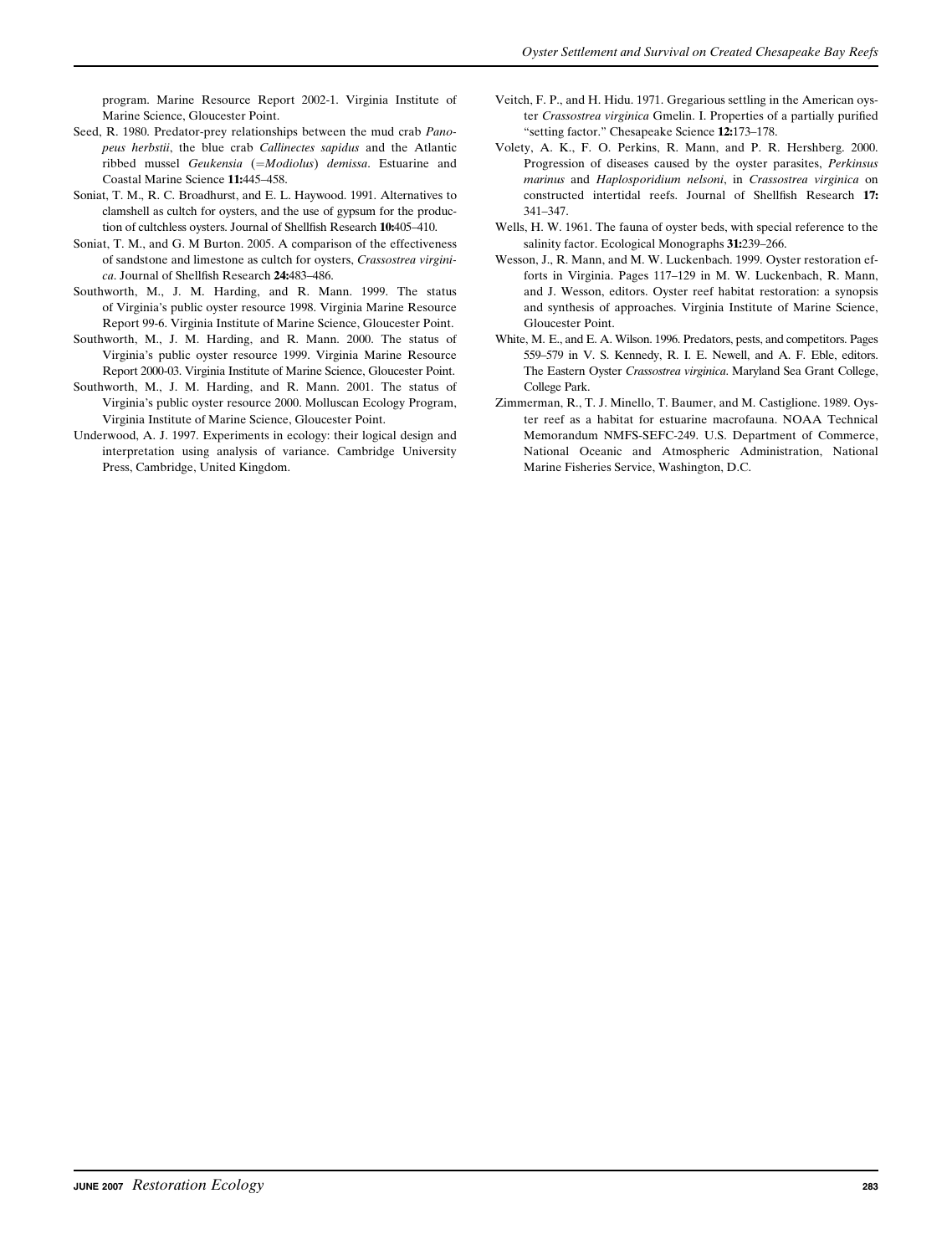program. Marine Resource Report 2002-1. Virginia Institute of Marine Science, Gloucester Point.

Seed, R. 1980. Predator-prey relationships between the mud crab *Panopeus herbstii*, the blue crab *Callinectes sapidus* and the Atlantic ribbed mussel *Geukensia* (=*Modiolus*) *demissa*. Estuarine and Coastal Marine Science **11:**445–458.

Soniat, T. M., R. C. Broadhurst, and E. L. Haywood. 1991. Alternatives to clamshell as cultch for oysters, and the use of gypsum for the production of cultchless oysters. Journal of Shellfish Research **10:**405–410.

Soniat, T. M., and G. M Burton. 2005. A comparison of the effectiveness of sandstone and limestone as cultch for oysters, *Crassostrea virginica*. Journal of Shellfish Research **24:**483–486.

Southworth, M., J. M. Harding, and R. Mann. 1999. The status of Virginia's public oyster resource 1998. Virginia Marine Resource Report 99-6. Virginia Institute of Marine Science, Gloucester Point.

Southworth, M., J. M. Harding, and R. Mann. 2000. The status of Virginia's public oyster resource 1999. Virginia Marine Resource Report 2000-03. Virginia Institute of Marine Science, Gloucester Point.

Southworth, M., J. M. Harding, and R. Mann. 2001. The status of Virginia's public oyster resource 2000. Molluscan Ecology Program, Virginia Institute of Marine Science, Gloucester Point.

Underwood, A. J. 1997. Experiments in ecology: their logical design and interpretation using analysis of variance. Cambridge University Press, Cambridge, United Kingdom.

Veitch, F. P., and H. Hidu. 1971. Gregarious settling in the American oyster *Crassostrea virginica* Gmelin. I. Properties of a partially purified "setting factor." Chesapeake Science **12:**173–178.

Volety, A. K., F. O. Perkins, R. Mann, and P. R. Hershberg. 2000. Progression of diseases caused by the oyster parasites, *Perkinsus marinus* and *Haplosporidium nelsoni*, in *Crassostrea virginica* on constructed intertidal reefs. Journal of Shellfish Research **17:** 341–347.

Wells, H. W. 1961. The fauna of oyster beds, with special reference to the salinity factor. Ecological Monographs **31:**239–266.

Wesson, J., R. Mann, and M. W. Luckenbach. 1999. Oyster restoration efforts in Virginia. Pages 117–129 in M. W. Luckenbach, R. Mann, and J. Wesson, editors. Oyster reef habitat restoration: a synopsis and synthesis of approaches. Virginia Institute of Marine Science, Gloucester Point.

White, M. E., and E. A. Wilson. 1996. Predators, pests, and competitors. Pages 559–579 in V. S. Kennedy, R. I. E. Newell, and A. F. Eble, editors. The Eastern Oyster *Crassostrea virginica*. Maryland Sea Grant College, College Park.

Zimmerman, R., T. J. Minello, T. Baumer, and M. Castiglione. 1989. Oyster reef as a habitat for estuarine macrofauna. NOAA Technical Memorandum NMFS-SEFC-249. U.S. Department of Commerce, National Oceanic and Atmospheric Administration, National Marine Fisheries Service, Washington, D.C.